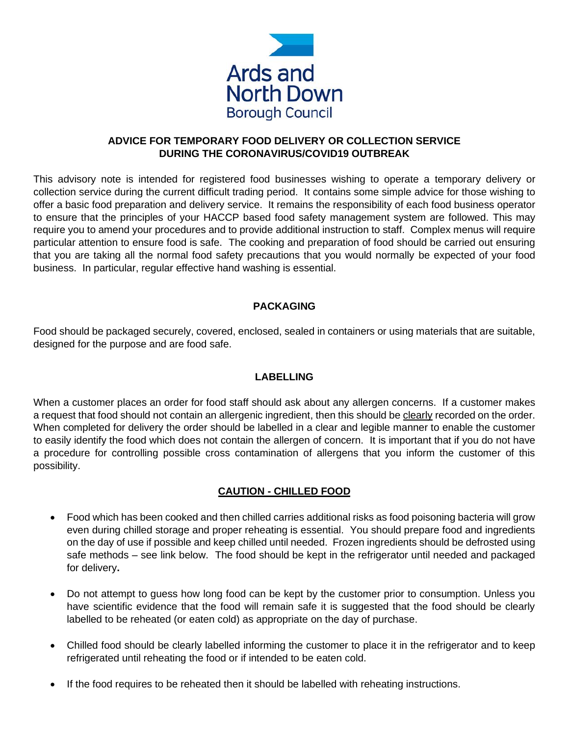Ards and North Down Borough Council

## ADVICE FOR TEMPORARY FOOD DELIVERY OR COLLECTION SERVICE DURING THE CORONAVIRUS/COVID19 OUTBREAK

This advisory note is intended for registered food businesses wishing to operate a temporary delivery or collection service during the current difficult trading period. It contains some simple advice for those wishing to offer a basic food preparation and delivery service. It remains the responsibility of each food business operator to ensure that the principles of your HACCP based food safety management system are followed. This may require you to amend your procedures and to provide additional instruction to staff. Complex menus will require particular attention to ensure food is safe. The cooking and preparation of food should be carried out ensuring that you are taking all the normal food safety precautions that you would normally be expected of your food business. In particular, regular effective hand washing is essential.

### PACKAGING

Food should be packaged securely, covered, enclosed, sealed in containers or using materials that are suitable, designed for the purpose and are food safe.

### LABELLING

When a customer places an order for food staff should ask about any allergen concerns. If a customer makes a request that food should not contain an allergenic ingredient, then this should be clearly recorded on the order. When completed for delivery the order should be labelled in a clear and legible manner to enable the customer to easily identify the food which does not contain the allergen of concern. It is important that if you do not have a procedure for controlling possible cross contamination of allergens that you inform the customer of this possibility.

### CAUTION - CHILLED FOOD

- Food which has been cooked and then chilled carries additional risks as food poisoning bacteria will grow even during chilled storage and proper reheating is essential. You should prepare food and ingredients on the day of use if possible and keep chilled until needed. Frozen ingredients should be defrosted using safe methods – see link below. The food should be kept in the refrigerator until needed and packaged for delivery**.**

- Do not attempt to guess how long food can be kept by the customer prior to consumption. Unless you have scientific evidence that the food will remain safe it is suggested that the food should be clearly labelled to be reheated (or eaten cold) as appropriate on the day of purchase.

- Chilled food should be clearly labelled informing the customer to place it in the refrigerator and to keep refrigerated until reheating the food or if intended to be eaten cold.

- If the food requires to be reheated then it should be labelled with reheating instructions.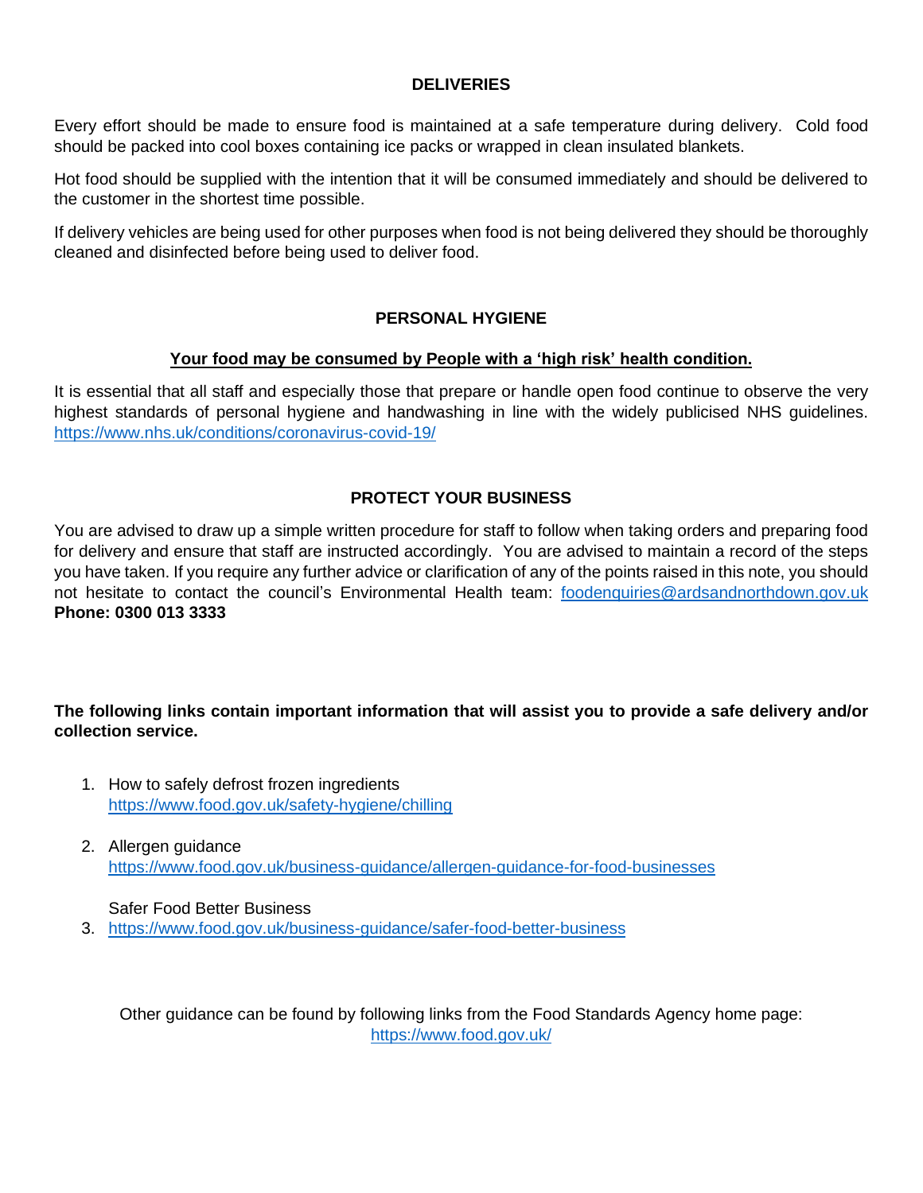## DELIVERIES

Every effort should be made to ensure food is maintained at a safe temperature during delivery. Cold food should be packed into cool boxes containing ice packs or wrapped in clean insulated blankets.

Hot food should be supplied with the intention that it will be consumed immediately and should be delivered to the customer in the shortest time possible.

If delivery vehicles are being used for other purposes when food is not being delivered they should be thoroughly cleaned and disinfected before being used to deliver food.

## PERSONAL HYGIENE

**Your food may be consumed by People with a 'high risk' health condition.**

It is essential that all staff and especially those that prepare or handle open food continue to observe the very highest standards of personal hygiene and handwashing in line with the widely publicised NHS guidelines. https://www.nhs.uk/conditions/coronavirus-covid-19/

## PROTECT YOUR BUSINESS

You are advised to draw up a simple written procedure for staff to follow when taking orders and preparing food for delivery and ensure that staff are instructed accordingly. You are advised to maintain a record of the steps you have taken. If you require any further advice or clarification of any of the points raised in this note, you should not hesitate to contact the council's Environmental Health team: foodenquiries@ardsandnorthdown.gov.uk
**Phone: 0300 013 3333**

**The following links contain important information that will assist you to provide a safe delivery and/or collection service.**

1. How to safely defrost frozen ingredients
   https://www.food.gov.uk/safety-hygiene/chilling
2. Allergen guidance
   https://www.food.gov.uk/business-guidance/allergen-guidance-for-food-businesses
3. Safer Food Better Business
   https://www.food.gov.uk/business-guidance/safer-food-better-business

Other guidance can be found by following links from the Food Standards Agency home page: https://www.food.gov.uk/